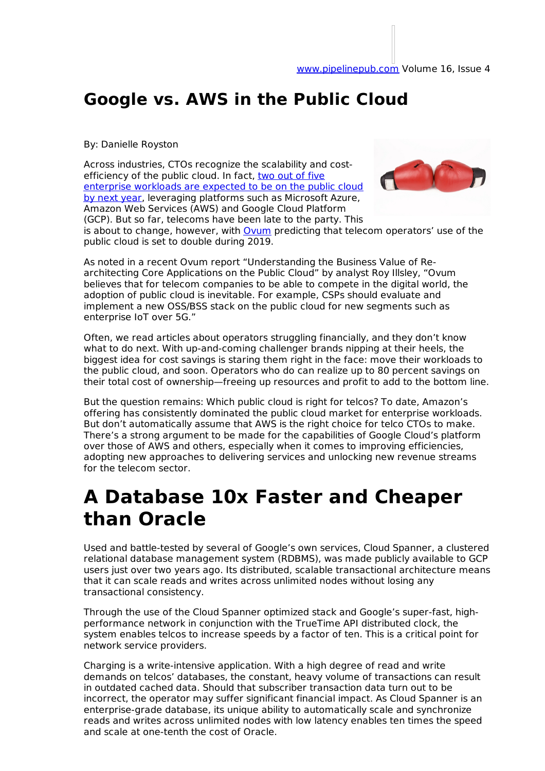# Google vs. AWS in the Public Cloud

By: Danielle Royston

Across industries, CTOs recognize the scalability and cost-efficiency of the public cloud. In fact, two out of five enterprise workloads are expected to be on the public cloud by next year, leveraging platforms such as Microsoft Azure, Amazon Web Services (AWS) and Google Cloud Platform (GCP). But so far, telecoms have been late to the party. This is about to change, however, with Ovum predicting that telecom operators' use of the public cloud is set to double during 2019.

As noted in a recent Ovum report "Understanding the Business Value of Re-architecting Core Applications on the Public Cloud" by analyst Roy Illsley, "Ovum believes that for telecom companies to be able to compete in the digital world, the adoption of public cloud is inevitable. For example, CSPs should evaluate and implement a new OSS/BSS stack on the public cloud for new segments such as enterprise IoT over 5G."

Often, we read articles about operators struggling financially, and they don't know what to do next. With up-and-coming challenger brands nipping at their heels, the biggest idea for cost savings is staring them right in the face: move their workloads to the public cloud, and soon. Operators who do can realize up to 80 percent savings on their total cost of ownership—freeing up resources and profit to add to the bottom line.

But the question remains: Which public cloud is right for telcos? To date, Amazon's offering has consistently dominated the public cloud market for enterprise workloads. But don't automatically assume that AWS is the right choice for telco CTOs to make. There's a strong argument to be made for the capabilities of Google Cloud's platform over those of AWS and others, especially when it comes to improving efficiencies, adopting new approaches to delivering services and unlocking new revenue streams for the telecom sector.

# A Database 10x Faster and Cheaper than Oracle

Used and battle-tested by several of Google's own services, Cloud Spanner, a clustered relational database management system (RDBMS), was made publicly available to GCP users just over two years ago. Its distributed, scalable transactional architecture means that it can scale reads and writes across unlimited nodes without losing any transactional consistency.

Through the use of the Cloud Spanner optimized stack and Google's super-fast, high-performance network in conjunction with the TrueTime API distributed clock, the system enables telcos to increase speeds by a factor of ten. This is a critical point for network service providers.

Charging is a write-intensive application. With a high degree of read and write demands on telcos' databases, the constant, heavy volume of transactions can result in outdated cached data. Should that subscriber transaction data turn out to be incorrect, the operator may suffer significant financial impact. As Cloud Spanner is an enterprise-grade database, its unique ability to automatically scale and synchronize reads and writes across unlimited nodes with low latency enables ten times the speed and scale at one-tenth the cost of Oracle.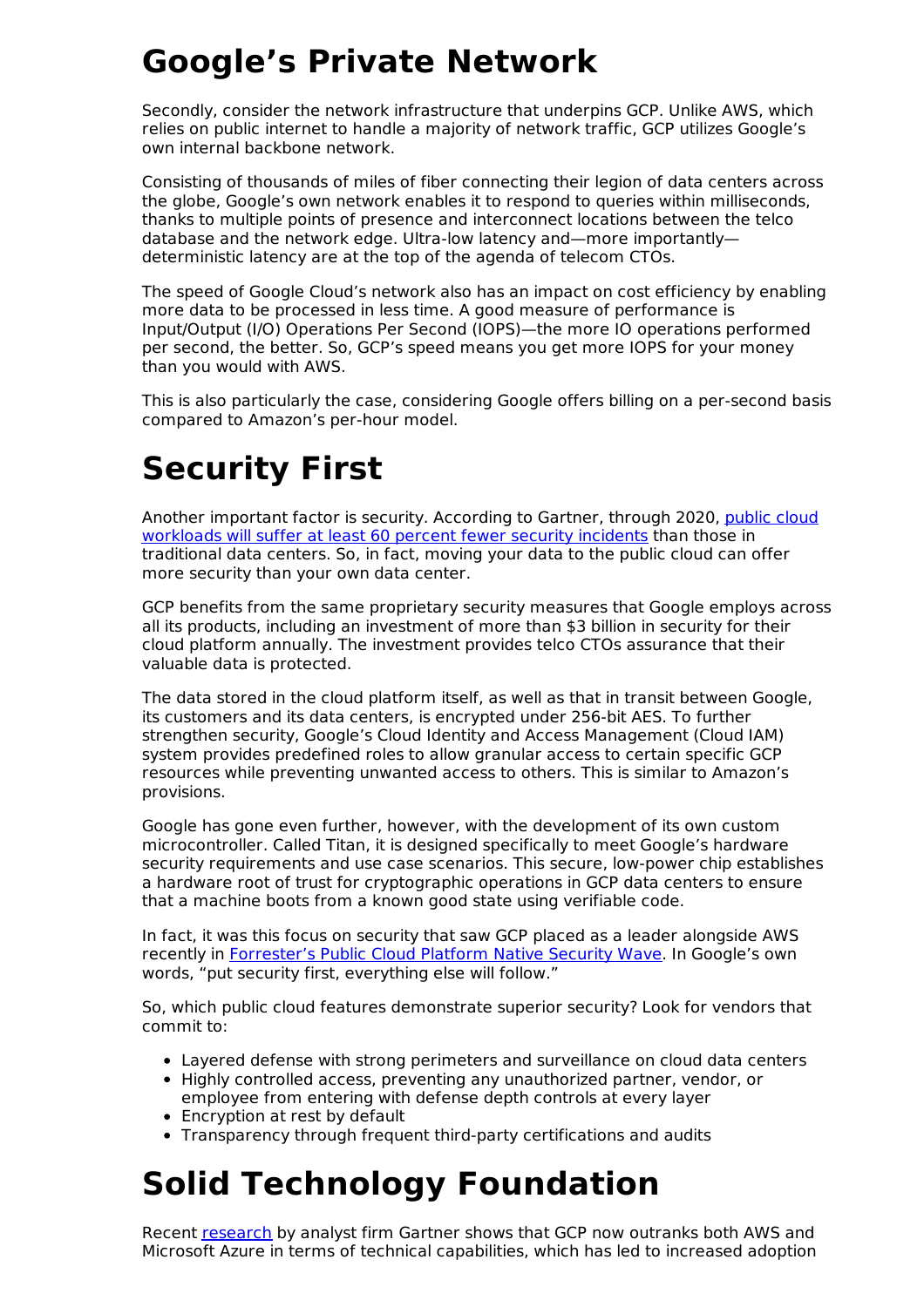# Google's Private Network

Secondly, consider the network infrastructure that underpins GCP. Unlike AWS, which relies on public internet to handle a majority of network traffic, GCP utilizes Google's own internal backbone network.

Consisting of thousands of miles of fiber connecting their legion of data centers across the globe, Google's own network enables it to respond to queries within milliseconds, thanks to multiple points of presence and interconnect locations between the telco database and the network edge. Ultra-low latency and—more importantly—deterministic latency are at the top of the agenda of telecom CTOs.

The speed of Google Cloud's network also has an impact on cost efficiency by enabling more data to be processed in less time. A good measure of performance is Input/Output (I/O) Operations Per Second (IOPS)—the more IO operations performed per second, the better. So, GCP's speed means you get more IOPS for your money than you would with AWS.

This is also particularly the case, considering Google offers billing on a per-second basis compared to Amazon's per-hour model.

# Security First

Another important factor is security. According to Gartner, through 2020, [public cloud workloads will suffer at least 60 percent fewer security incidents]() than those in traditional data centers. So, in fact, moving your data to the public cloud can offer more security than your own data center.

GCP benefits from the same proprietary security measures that Google employs across all its products, including an investment of more than $3 billion in security for their cloud platform annually. The investment provides telco CTOs assurance that their valuable data is protected.

The data stored in the cloud platform itself, as well as that in transit between Google, its customers and its data centers, is encrypted under 256-bit AES. To further strengthen security, Google's Cloud Identity and Access Management (Cloud IAM) system provides predefined roles to allow granular access to certain specific GCP resources while preventing unwanted access to others. This is similar to Amazon's provisions.

Google has gone even further, however, with the development of its own custom microcontroller. Called Titan, it is designed specifically to meet Google's hardware security requirements and use case scenarios. This secure, low-power chip establishes a hardware root of trust for cryptographic operations in GCP data centers to ensure that a machine boots from a known good state using verifiable code.

In fact, it was this focus on security that saw GCP placed as a leader alongside AWS recently in [Forrester's Public Cloud Platform Native Security Wave](). In Google's own words, "put security first, everything else will follow."

So, which public cloud features demonstrate superior security? Look for vendors that commit to:

- Layered defense with strong perimeters and surveillance on cloud data centers
- Highly controlled access, preventing any unauthorized partner, vendor, or employee from entering with defense depth controls at every layer
- Encryption at rest by default
- Transparency through frequent third-party certifications and audits

# Solid Technology Foundation

Recent [research]() by analyst firm Gartner shows that GCP now outranks both AWS and Microsoft Azure in terms of technical capabilities, which has led to increased adoption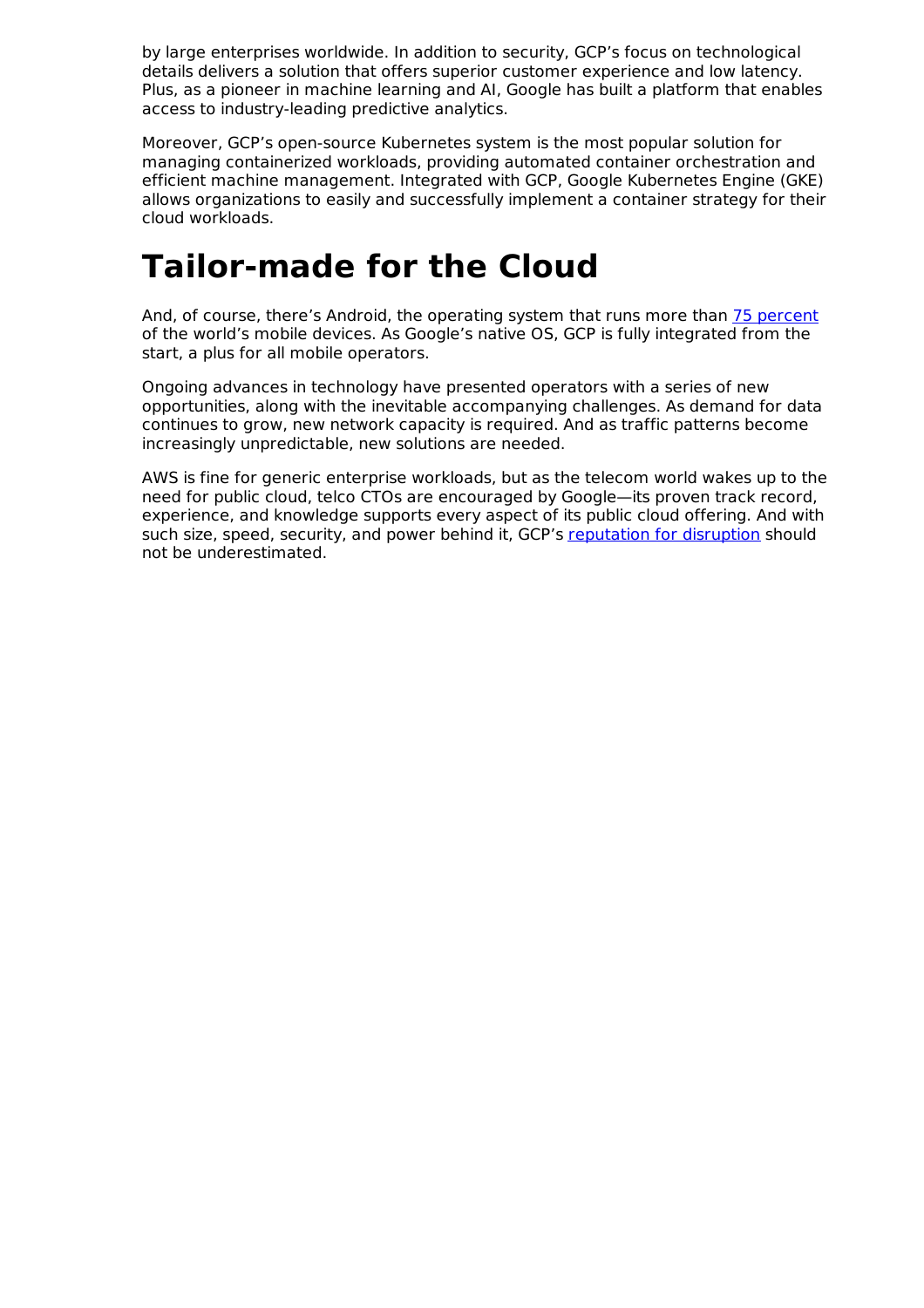by large enterprises worldwide. In addition to security, GCP's focus on technological details delivers a solution that offers superior customer experience and low latency. Plus, as a pioneer in machine learning and AI, Google has built a platform that enables access to industry-leading predictive analytics.

Moreover, GCP's open-source Kubernetes system is the most popular solution for managing containerized workloads, providing automated container orchestration and efficient machine management. Integrated with GCP, Google Kubernetes Engine (GKE) allows organizations to easily and successfully implement a container strategy for their cloud workloads.

# Tailor-made for the Cloud

And, of course, there's Android, the operating system that runs more than 75 percent of the world's mobile devices. As Google's native OS, GCP is fully integrated from the start, a plus for all mobile operators.

Ongoing advances in technology have presented operators with a series of new opportunities, along with the inevitable accompanying challenges. As demand for data continues to grow, new network capacity is required. And as traffic patterns become increasingly unpredictable, new solutions are needed.

AWS is fine for generic enterprise workloads, but as the telecom world wakes up to the need for public cloud, telco CTOs are encouraged by Google—its proven track record, experience, and knowledge supports every aspect of its public cloud offering. And with such size, speed, security, and power behind it, GCP's reputation for disruption should not be underestimated.